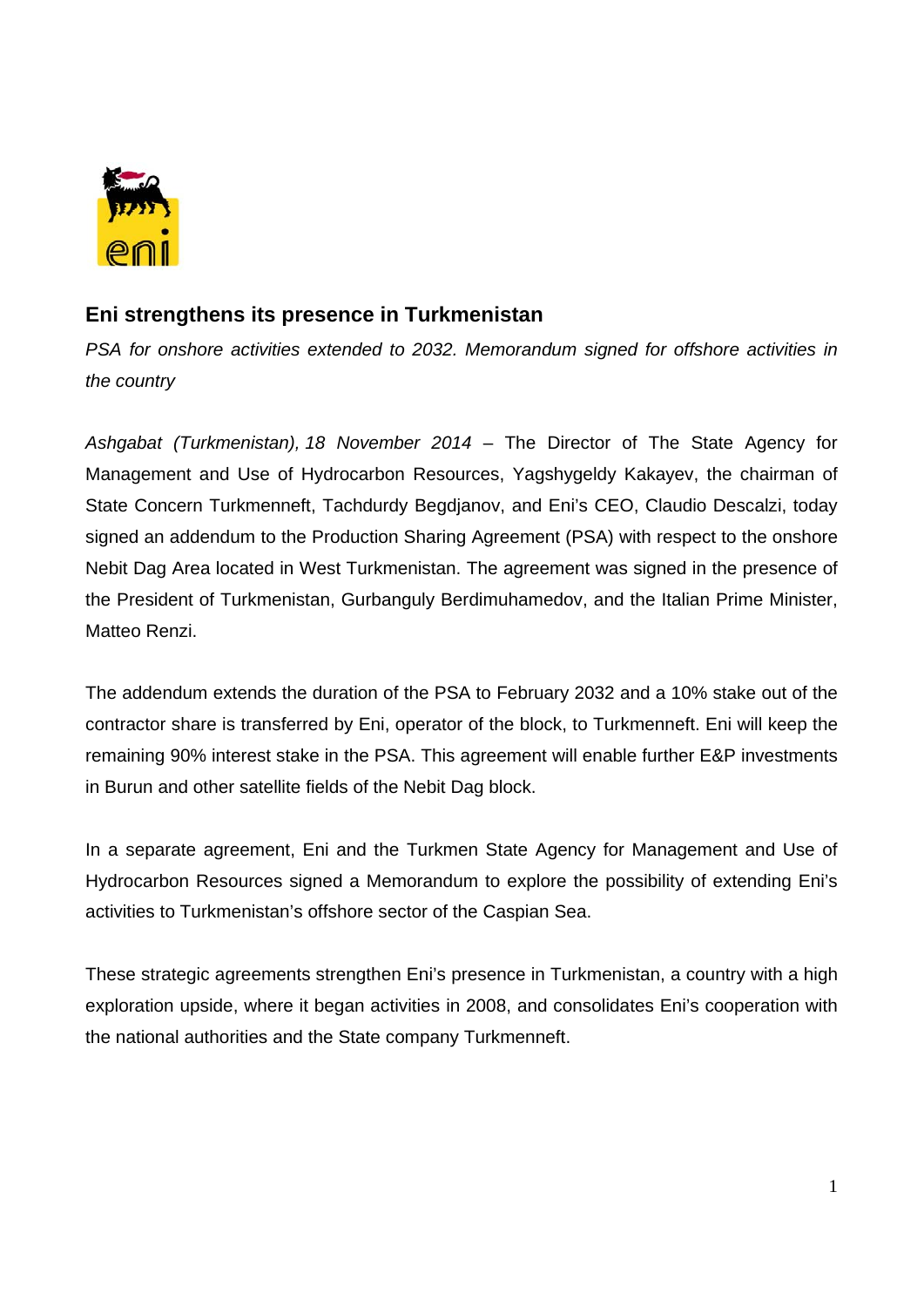## Eni strengthens its presence in Turkmenistan

*PSA for onshore activities extended to 2032. Memorandum signed for offshore activities in the country*

*Ashgabat (Turkmenistan), 18 November 2014* – The Director of The State Agency for Management and Use of Hydrocarbon Resources, Yagshygeldy Kakayev, the chairman of State Concern Turkmenneft, Tachdurdy Begdjanov, and Eni's CEO, Claudio Descalzi, today signed an addendum to the Production Sharing Agreement (PSA) with respect to the onshore Nebit Dag Area located in West Turkmenistan. The agreement was signed in the presence of the President of Turkmenistan, Gurbanguly Berdimuhamedov, and the Italian Prime Minister, Matteo Renzi.

The addendum extends the duration of the PSA to February 2032 and a 10% stake out of the contractor share is transferred by Eni, operator of the block, to Turkmenneft. Eni will keep the remaining 90% interest stake in the PSA. This agreement will enable further E&P investments in Burun and other satellite fields of the Nebit Dag block.

In a separate agreement, Eni and the Turkmen State Agency for Management and Use of Hydrocarbon Resources signed a Memorandum to explore the possibility of extending Eni's activities to Turkmenistan's offshore sector of the Caspian Sea.

These strategic agreements strengthen Eni's presence in Turkmenistan, a country with a high exploration upside, where it began activities in 2008, and consolidates Eni's cooperation with the national authorities and the State company Turkmenneft.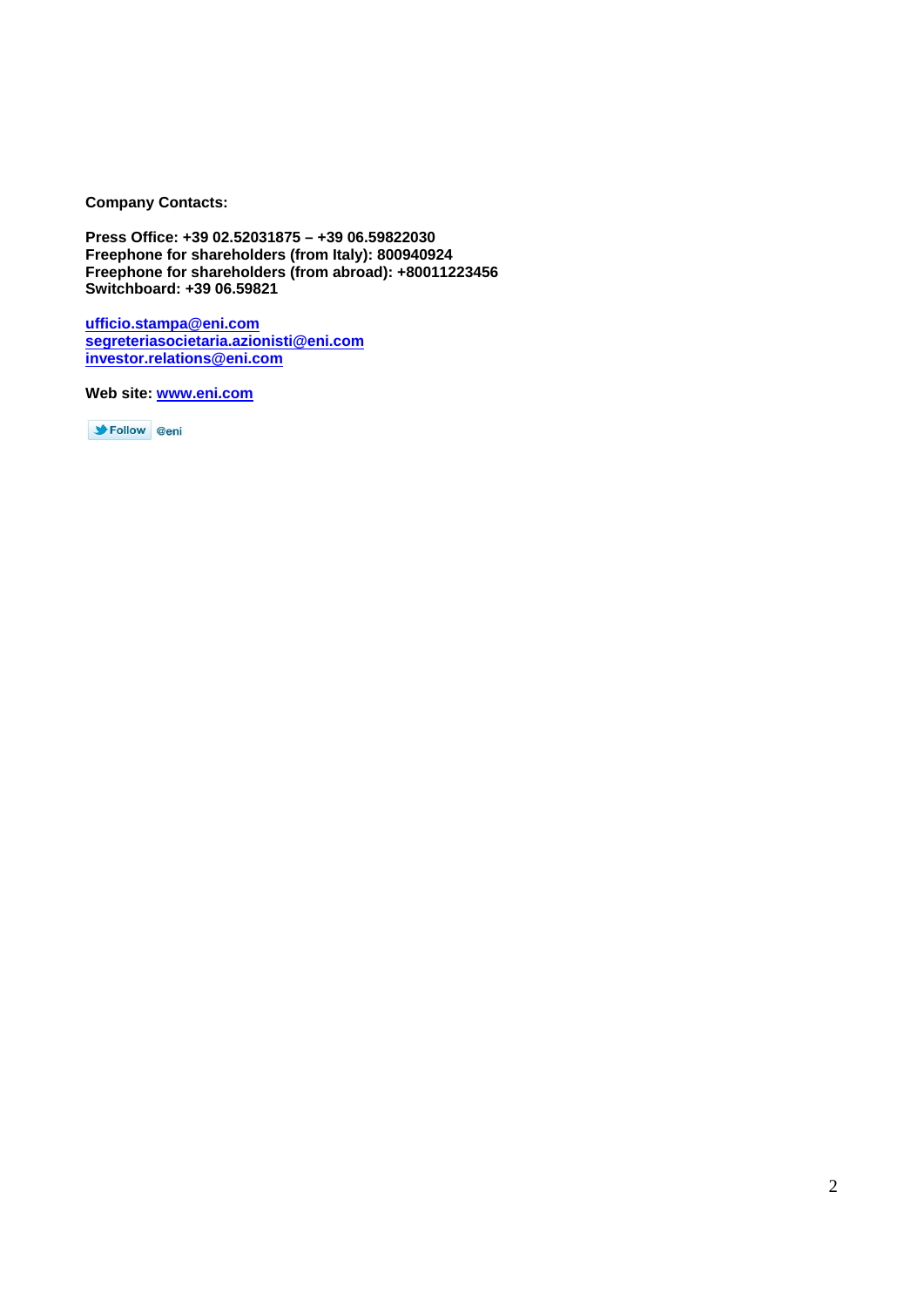**Company Contacts:**

**Press Office: +39 02.52031875 – +39 06.59822030**
**Freephone for shareholders (from Italy): 800940924**
**Freephone for shareholders (from abroad): +80011223456**
**Switchboard: +39 06.59821**

**ufficio.stampa@eni.com**
**segreteriasocietaria.azionisti@eni.com**
**investor.relations@eni.com**

**Web site: www.eni.com**

Follow @eni